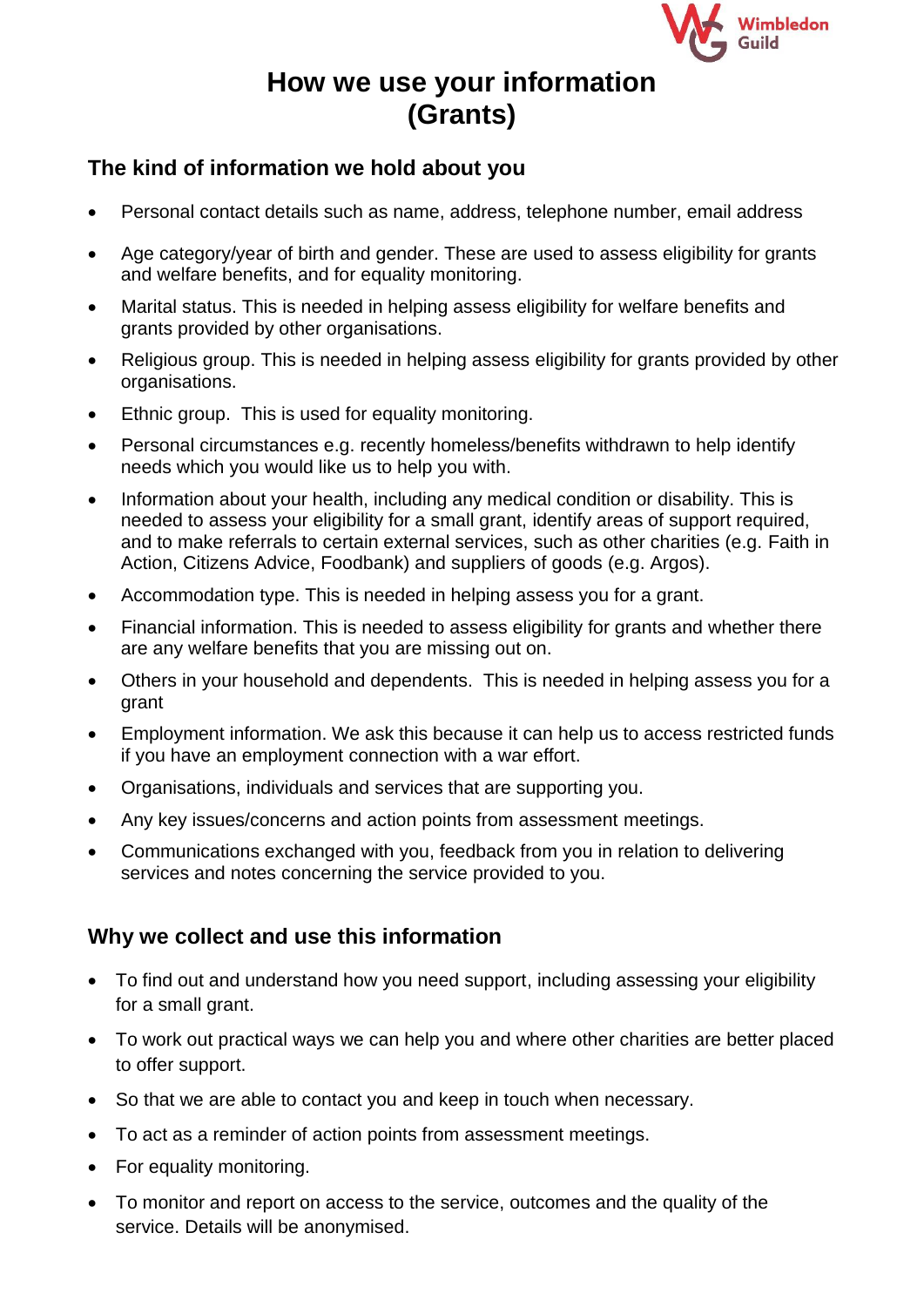# How we use your information (Grants)

## The kind of information we hold about you

- Personal contact details such as name, address, telephone number, email address
- Age category/year of birth and gender. These are used to assess eligibility for grants and welfare benefits, and for equality monitoring.
- Marital status. This is needed in helping assess eligibility for welfare benefits and grants provided by other organisations.
- Religious group. This is needed in helping assess eligibility for grants provided by other organisations.
- Ethnic group. This is used for equality monitoring.
- Personal circumstances e.g. recently homeless/benefits withdrawn to help identify needs which you would like us to help you with.
- Information about your health, including any medical condition or disability. This is needed to assess your eligibility for a small grant, identify areas of support required, and to make referrals to certain external services, such as other charities (e.g. Faith in Action, Citizens Advice, Foodbank) and suppliers of goods (e.g. Argos).
- Accommodation type. This is needed in helping assess you for a grant.
- Financial information. This is needed to assess eligibility for grants and whether there are any welfare benefits that you are missing out on.
- Others in your household and dependents. This is needed in helping assess you for a grant
- Employment information. We ask this because it can help us to access restricted funds if you have an employment connection with a war effort.
- Organisations, individuals and services that are supporting you.
- Any key issues/concerns and action points from assessment meetings.
- Communications exchanged with you, feedback from you in relation to delivering services and notes concerning the service provided to you.

## Why we collect and use this information

- To find out and understand how you need support, including assessing your eligibility for a small grant.
- To work out practical ways we can help you and where other charities are better placed to offer support.
- So that we are able to contact you and keep in touch when necessary.
- To act as a reminder of action points from assessment meetings.
- For equality monitoring.
- To monitor and report on access to the service, outcomes and the quality of the service. Details will be anonymised.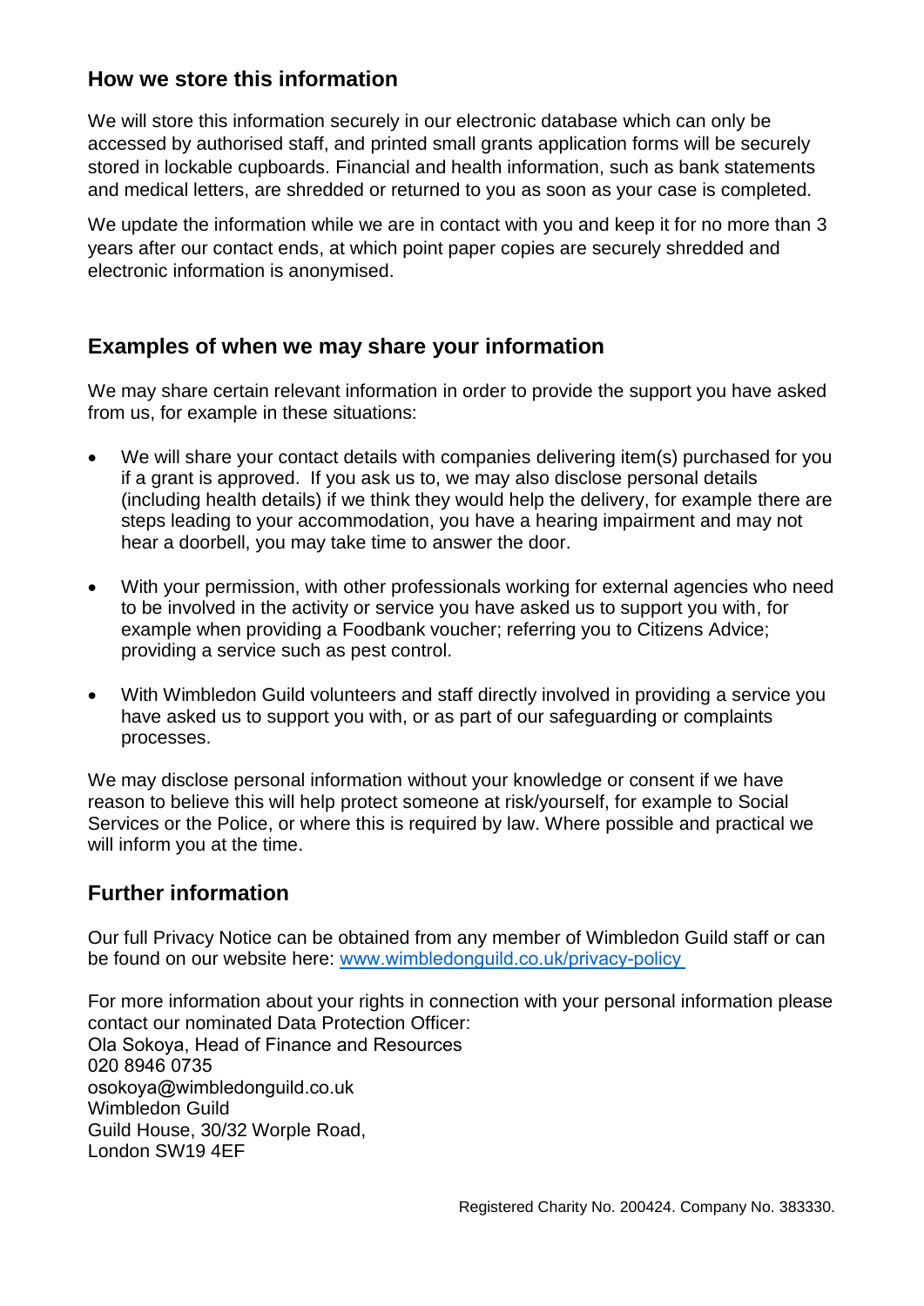## How we store this information

We will store this information securely in our electronic database which can only be accessed by authorised staff, and printed small grants application forms will be securely stored in lockable cupboards. Financial and health information, such as bank statements and medical letters, are shredded or returned to you as soon as your case is completed.

We update the information while we are in contact with you and keep it for no more than 3 years after our contact ends, at which point paper copies are securely shredded and electronic information is anonymised.

## Examples of when we may share your information

We may share certain relevant information in order to provide the support you have asked from us, for example in these situations:

- We will share your contact details with companies delivering item(s) purchased for you if a grant is approved. If you ask us to, we may also disclose personal details (including health details) if we think they would help the delivery, for example there are steps leading to your accommodation, you have a hearing impairment and may not hear a doorbell, you may take time to answer the door.
- With your permission, with other professionals working for external agencies who need to be involved in the activity or service you have asked us to support you with, for example when providing a Foodbank voucher; referring you to Citizens Advice; providing a service such as pest control.
- With Wimbledon Guild volunteers and staff directly involved in providing a service you have asked us to support you with, or as part of our safeguarding or complaints processes.

We may disclose personal information without your knowledge or consent if we have reason to believe this will help protect someone at risk/yourself, for example to Social Services or the Police, or where this is required by law. Where possible and practical we will inform you at the time.

## Further information

Our full Privacy Notice can be obtained from any member of Wimbledon Guild staff or can be found on our website here: [www.wimbledonguild.co.uk/privacy-policy](http://www.wimbledonguild.co.uk/privacy-policy)

For more information about your rights in connection with your personal information please contact our nominated Data Protection Officer:
Ola Sokoya, Head of Finance and Resources
020 8946 0735
osokoya@wimbledonguild.co.uk
Wimbledon Guild
Guild House, 30/32 Worple Road,
London SW19 4EF

Registered Charity No. 200424. Company No. 383330.